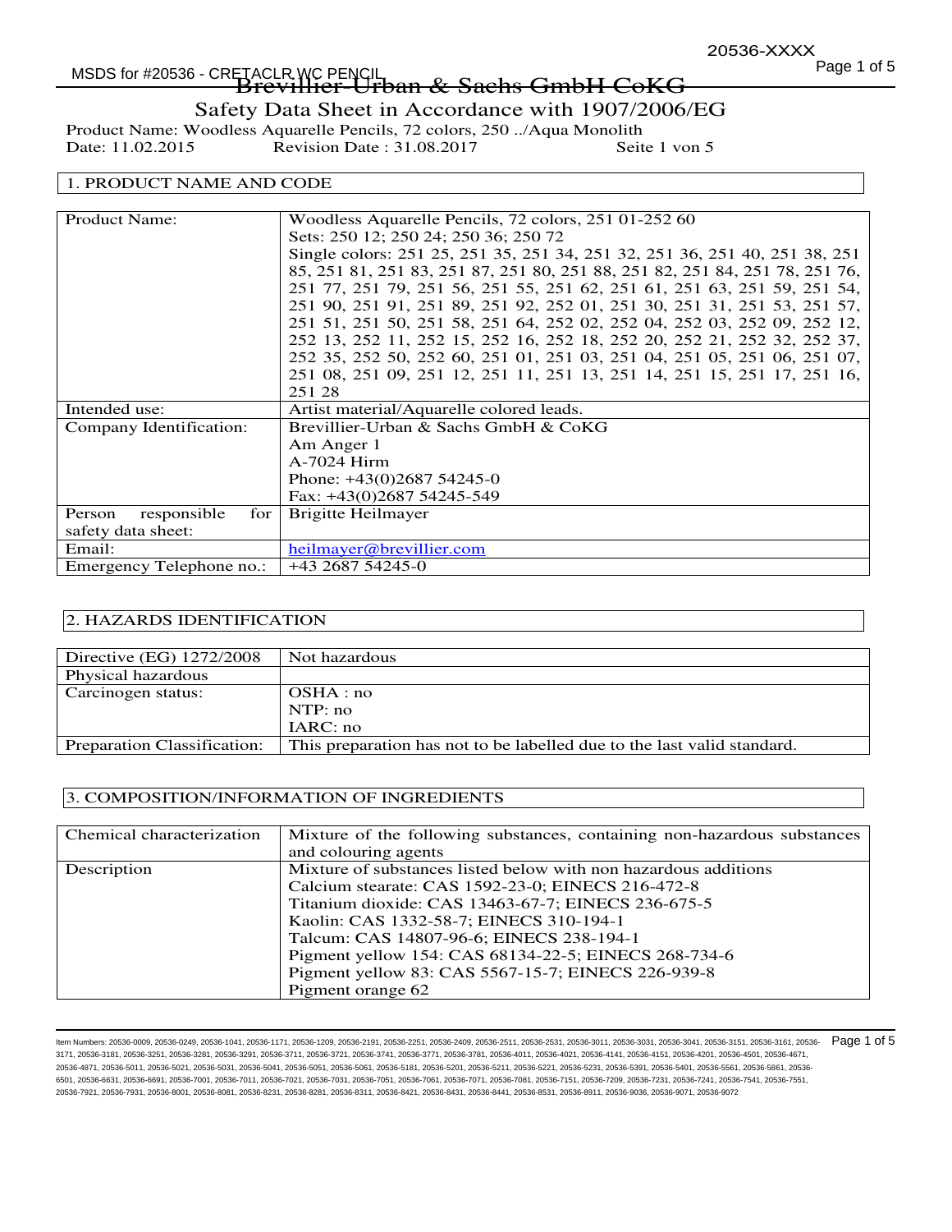# Brevillier-Urban & Sachs GmbH CoKG

## Safety Data Sheet in Accordance with 1907/2006/EG

Product Name: Woodless Aquarelle Pencils, 72 colors, 250 ../Aqua Monolith
Date: 11.02.2015 Revision Date : 31.08.2017 Seite 1 von 5

### 1. PRODUCT NAME AND CODE

| | |
|---|---|
| Product Name: | Woodless Aquarelle Pencils, 72 colors, 251 01-252 60<br>Sets: 250 12; 250 24; 250 36; 250 72<br>Single colors: 251 25, 251 35, 251 34, 251 32, 251 36, 251 40, 251 38, 251 85, 251 81, 251 83, 251 87, 251 80, 251 88, 251 82, 251 84, 251 78, 251 76, 251 77, 251 79, 251 56, 251 55, 251 62, 251 61, 251 63, 251 59, 251 54, 251 90, 251 91, 251 89, 251 92, 252 01, 251 30, 251 31, 251 53, 251 57, 251 51, 251 50, 251 58, 251 64, 252 02, 252 04, 252 03, 252 09, 252 12, 252 13, 252 11, 252 15, 252 16, 252 18, 252 20, 252 21, 252 32, 252 37, 252 35, 252 50, 252 60, 251 01, 251 03, 251 04, 251 05, 251 06, 251 07, 251 08, 251 09, 251 12, 251 11, 251 13, 251 14, 251 15, 251 17, 251 16, 251 28 |
| Intended use: | Artist material/Aquarelle colored leads. |
| Company Identification: | Brevillier-Urban & Sachs GmbH & CoKG<br>Am Anger 1<br>A-7024 Hirm<br>Phone: +43(0)2687 54245-0<br>Fax: +43(0)2687 54245-549 |
| Person responsible for safety data sheet: | Brigitte Heilmayer |
| Email: | heilmayer@brevillier.com |
| Emergency Telephone no.: | +43 2687 54245-0 |

### 2. HAZARDS IDENTIFICATION

| | |
|---|---|
| Directive (EG) 1272/2008 | Not hazardous |
| Physical hazardous | |
| Carcinogen status: | OSHA : no<br>NTP: no<br>IARC: no |
| Preparation Classification: | This preparation has not to be labelled due to the last valid standard. |

### 3. COMPOSITION/INFORMATION OF INGREDIENTS

| | |
|---|---|
| Chemical characterization | Mixture of the following substances, containing non-hazardous substances and colouring agents |
| Description | Mixture of substances listed below with non hazardous additions<br>Calcium stearate: CAS 1592-23-0; EINECS 216-472-8<br>Titanium dioxide: CAS 13463-67-7; EINECS 236-675-5<br>Kaolin: CAS 1332-58-7; EINECS 310-194-1<br>Talcum: CAS 14807-96-6; EINECS 238-194-1<br>Pigment yellow 154: CAS 68134-22-5; EINECS 268-734-6<br>Pigment yellow 83: CAS 5567-15-7; EINECS 226-939-8<br>Pigment orange 62 |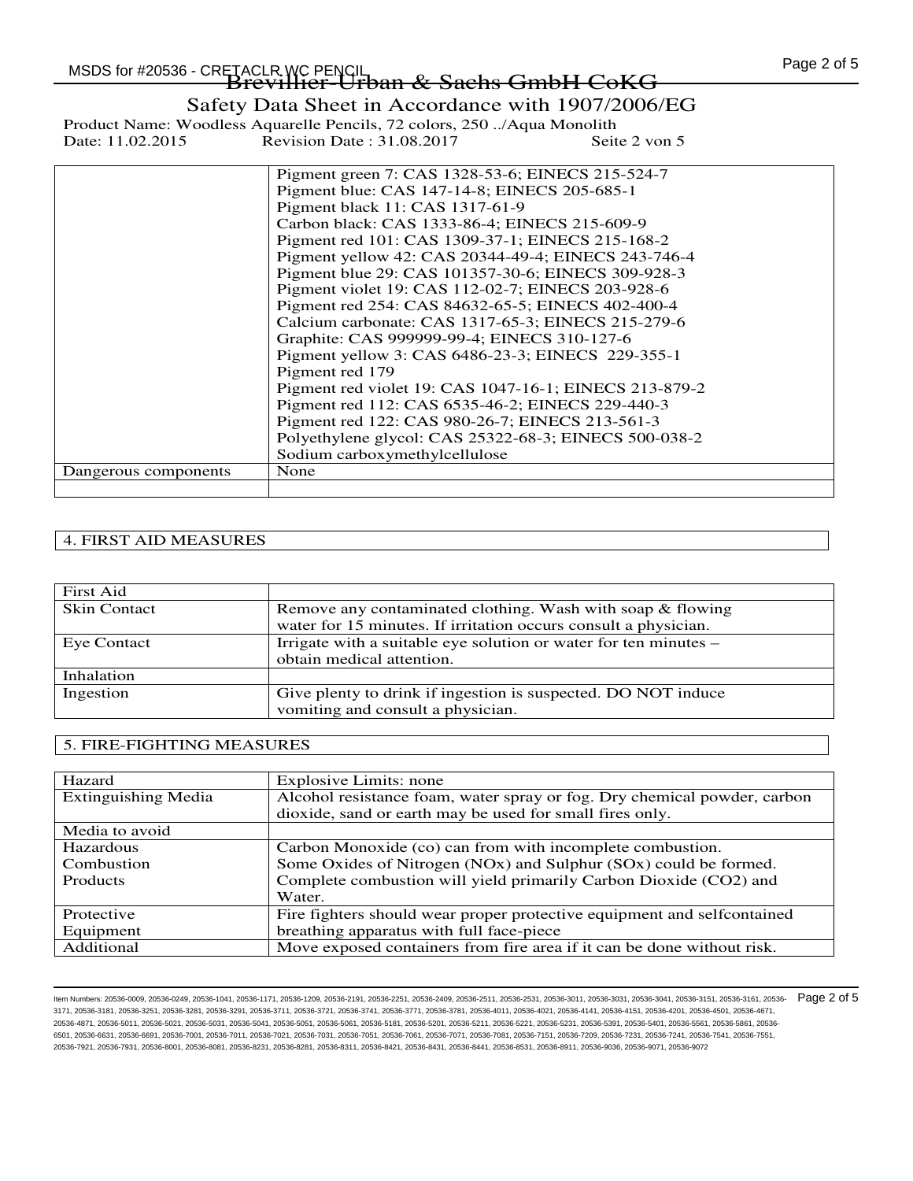| | |
|---|---|
| | Pigment green 7: CAS 1328-53-6; EINECS 215-524-7<br>Pigment blue: CAS 147-14-8; EINECS 205-685-1<br>Pigment black 11: CAS 1317-61-9<br>Carbon black: CAS 1333-86-4; EINECS 215-609-9<br>Pigment red 101: CAS 1309-37-1; EINECS 215-168-2<br>Pigment yellow 42: CAS 20344-49-4; EINECS 243-746-4<br>Pigment blue 29: CAS 101357-30-6; EINECS 309-928-3<br>Pigment violet 19: CAS 112-02-7; EINECS 203-928-6<br>Pigment red 254: CAS 84632-65-5; EINECS 402-400-4<br>Calcium carbonate: CAS 1317-65-3; EINECS 215-279-6<br>Graphite: CAS 999999-99-4; EINECS 310-127-6<br>Pigment yellow 3: CAS 6486-23-3; EINECS 229-355-1<br>Pigment red 179<br>Pigment red violet 19: CAS 1047-16-1; EINECS 213-879-2<br>Pigment red 112: CAS 6535-46-2; EINECS 229-440-3<br>Pigment red 122: CAS 980-26-7; EINECS 213-561-3<br>Polyethylene glycol: CAS 25322-68-3; EINECS 500-038-2<br>Sodium carboxymethylcellulose |
| Dangerous components | None |
| | |

## 4. FIRST AID MEASURES

| | |
|---|---|
| First Aid | |
| Skin Contact | Remove any contaminated clothing. Wash with soap & flowing water for 15 minutes. If irritation occurs consult a physician. |
| Eye Contact | Irrigate with a suitable eye solution or water for ten minutes – obtain medical attention. |
| Inhalation | |
| Ingestion | Give plenty to drink if ingestion is suspected. DO NOT induce vomiting and consult a physician. |

## 5. FIRE-FIGHTING MEASURES

| | |
|---|---|
| Hazard | Explosive Limits: none |
| Extinguishing Media | Alcohol resistance foam, water spray or fog. Dry chemical powder, carbon dioxide, sand or earth may be used for small fires only. |
| Media to avoid | |
| Hazardous Combustion Products | Carbon Monoxide (co) can from with incomplete combustion. Some Oxides of Nitrogen (NOx) and Sulphur (SOx) could be formed. Complete combustion will yield primarily Carbon Dioxide ($CO_2$) and Water. |
| Protective Equipment | Fire fighters should wear proper protective equipment and selfcontained breathing apparatus with full face-piece |
| Additional | Move exposed containers from fire area if it can be done without risk. |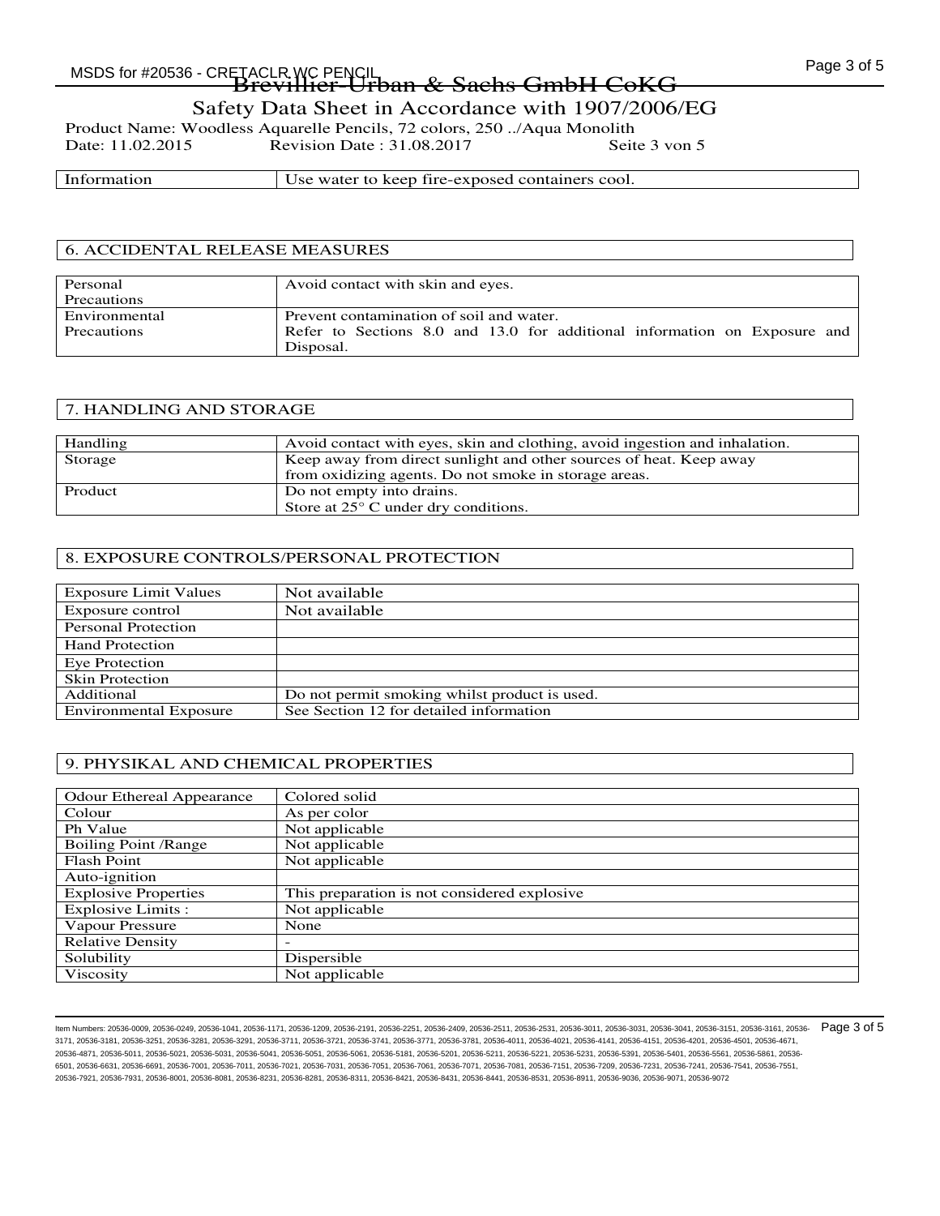| | |
|---|---|
| Information | Use water to keep fire-exposed containers cool. |

## 6. ACCIDENTAL RELEASE MEASURES

| | |
|---|---|
| Personal Precautions | Avoid contact with skin and eyes. |
| Environmental Precautions | Prevent contamination of soil and water. Refer to Sections 8.0 and 13.0 for additional information on Exposure and Disposal. |

## 7. HANDLING AND STORAGE

| | |
|---|---|
| Handling | Avoid contact with eyes, skin and clothing, avoid ingestion and inhalation. |
| Storage | Keep away from direct sunlight and other sources of heat. Keep away from oxidizing agents. Do not smoke in storage areas. |
| Product | Do not empty into drains. Store at 25° C under dry conditions. |

## 8. EXPOSURE CONTROLS/PERSONAL PROTECTION

| | |
|---|---|
| Exposure Limit Values | Not available |
| Exposure control | Not available |
| Personal Protection | |
| Hand Protection | |
| Eye Protection | |
| Skin Protection | |
| Additional | Do not permit smoking whilst product is used. |
| Environmental Exposure | See Section 12 for detailed information |

## 9. PHYSIKAL AND CHEMICAL PROPERTIES

| | |
|---|---|
| Odour Ethereal Appearance | Colored solid |
| Colour | As per color |
| Ph Value | Not applicable |
| Boiling Point /Range | Not applicable |
| Flash Point | Not applicable |
| Auto-ignition | |
| Explosive Properties | This preparation is not considered explosive |
| Explosive Limits : | Not applicable |
| Vapour Pressure | None |
| Relative Density | - |
| Solubility | Dispersible |
| Viscosity | Not applicable |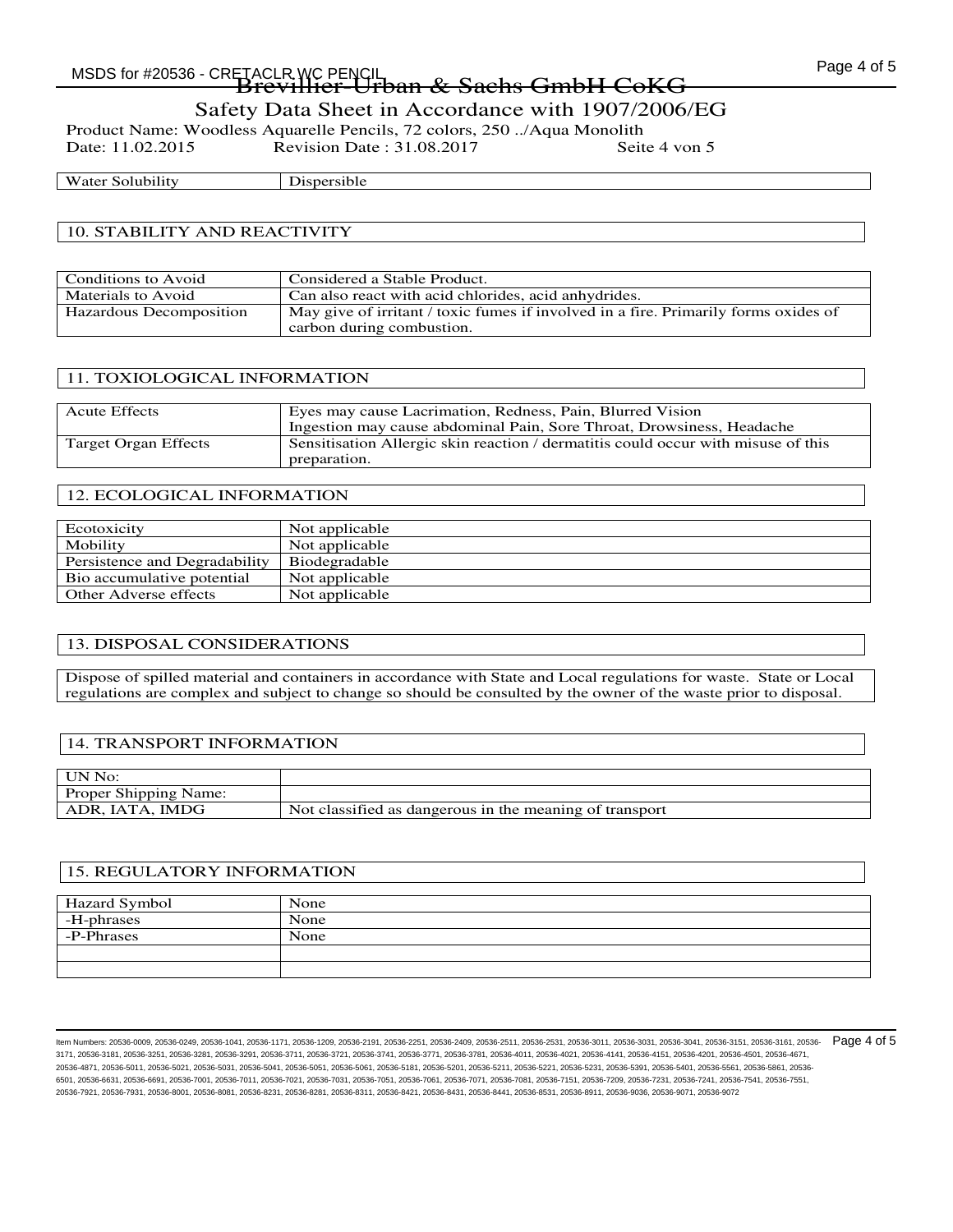| | |
|---|---|
| Water Solubility | Dispersible |

## 10. STABILITY AND REACTIVITY

| | |
|---|---|
| Conditions to Avoid | Considered a Stable Product. |
| Materials to Avoid | Can also react with acid chlorides, acid anhydrides. |
| Hazardous Decomposition | May give of irritant / toxic fumes if involved in a fire. Primarily forms oxides of carbon during combustion. |

## 11. TOXIOLOGICAL INFORMATION

| | |
|---|---|
| Acute Effects | Eyes may cause Lacrimation, Redness, Pain, Blurred Vision<br>Ingestion may cause abdominal Pain, Sore Throat, Drowsiness, Headache |
| Target Organ Effects | Sensitisation Allergic skin reaction / dermatitis could occur with misuse of this preparation. |

## 12. ECOLOGICAL INFORMATION

| | |
|---|---|
| Ecotoxicity | Not applicable |
| Mobility | Not applicable |
| Persistence and Degradability | Biodegradable |
| Bio accumulative potential | Not applicable |
| Other Adverse effects | Not applicable |

## 13. DISPOSAL CONSIDERATIONS

Dispose of spilled material and containers in accordance with State and Local regulations for waste. State or Local regulations are complex and subject to change so should be consulted by the owner of the waste prior to disposal.

## 14. TRANSPORT INFORMATION

| | |
|---|---|
| UN No: | |
| Proper Shipping Name: | |
| ADR, IATA, IMDG | Not classified as dangerous in the meaning of transport |

## 15. REGULATORY INFORMATION

| | |
|---|---|
| Hazard Symbol | None |
| -H-phrases | None |
| -P-Phrases | None |
| | |
| | |

Item Numbers: 20536-0009, 20536-0249, 20536-1041, 20536-1171, 20536-1209, 20536-2191, 20536-2251, 20536-2409, 20536-2511, 20536-2531, 20536-3011, 20536-3031, 20536-3041, 20536-3151, 20536-3161, 20536-3171, 20536-3181, 20536-3251, 20536-3281, 20536-3291, 20536-3711, 20536-3721, 20536-3741, 20536-3771, 20536-3781, 20536-4011, 20536-4021, 20536-4141, 20536-4151, 20536-4201, 20536-4501, 20536-4671, 20536-4871, 20536-5011, 20536-5021, 20536-5031, 20536-5041, 20536-5051, 20536-5061, 20536-5181, 20536-5201, 20536-5211, 20536-5221, 20536-5231, 20536-5391, 20536-5401, 20536-5561, 20536-5861, 20536-6501, 20536-6631, 20536-6691, 20536-7001, 20536-7011, 20536-7021, 20536-7031, 20536-7051, 20536-7061, 20536-7071, 20536-7081, 20536-7151, 20536-7209, 20536-7231, 20536-7241, 20536-7541, 20536-7551, 20536-7921, 20536-7931, 20536-8001, 20536-8081, 20536-8231, 20536-8281, 20536-8311, 20536-8421, 20536-8431, 20536-8441, 20536-8531, 20536-8911, 20536-9036, 20536-9071, 20536-9072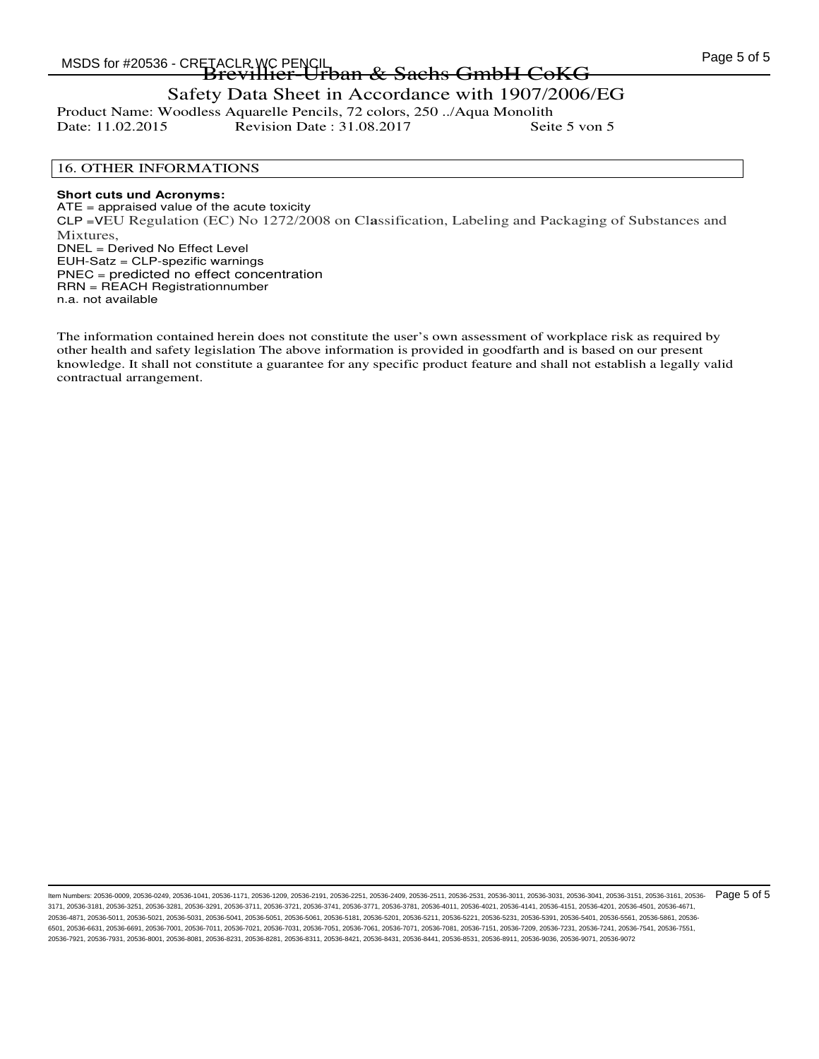## 16. OTHER INFORMATIONS

**Short cuts und Acronyms:**

ATE = appraised value of the acute toxicity
CLP =VEU Regulation (EC) No 1272/2008 on Classification, Labeling and Packaging of Substances and Mixtures,
DNEL = Derived No Effect Level
EUH-Satz = CLP-spezific warnings
PNEC = predicted no effect concentration
RRN = REACH Registrationnumber
n.a. not available

The information contained herein does not constitute the user's own assessment of workplace risk as required by other health and safety legislation The above information is provided in goodfarth and is based on our present knowledge. It shall not constitute a guarantee for any specific product feature and shall not establish a legally valid contractual arrangement.